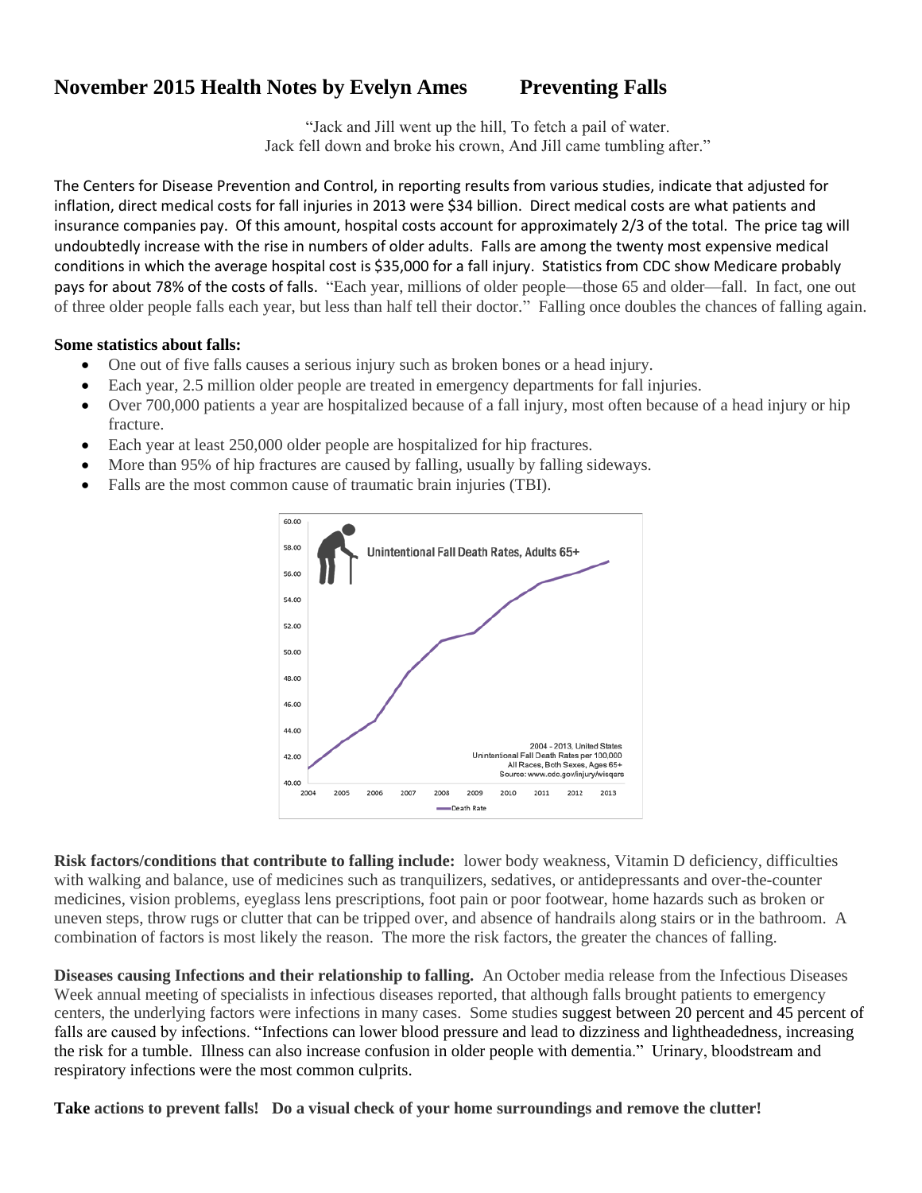# November 2015 Health Notes by Evelyn Ames    Preventing Falls

"Jack and Jill went up the hill, To fetch a pail of water.
Jack fell down and broke his crown, And Jill came tumbling after."

The Centers for Disease Prevention and Control, in reporting results from various studies, indicate that adjusted for inflation, direct medical costs for fall injuries in 2013 were $34 billion. Direct medical costs are what patients and insurance companies pay. Of this amount, hospital costs account for approximately 2/3 of the total. The price tag will undoubtedly increase with the rise in numbers of older adults. Falls are among the twenty most expensive medical conditions in which the average hospital cost is $35,000 for a fall injury. Statistics from CDC show Medicare probably pays for about 78% of the costs of falls. "Each year, millions of older people—those 65 and older—fall. In fact, one out of three older people falls each year, but less than half tell their doctor." Falling once doubles the chances of falling again.

**Some statistics about falls:**

- One out of five falls causes a serious injury such as broken bones or a head injury.
- Each year, 2.5 million older people are treated in emergency departments for fall injuries.
- Over 700,000 patients a year are hospitalized because of a fall injury, most often because of a head injury or hip fracture.
- Each year at least 250,000 older people are hospitalized for hip fractures.
- More than 95% of hip fractures are caused by falling, usually by falling sideways.
- Falls are the most common cause of traumatic brain injuries (TBI).

Unintentional Fall Death Rates, Adults 65+

2004 - 2013, United States
Unintentional Fall Death Rates per 100,000
All Races, Both Sexes, Ages 65+
Source: www.cdc.gov/injury/wisqars

**Risk factors/conditions that contribute to falling include:** lower body weakness, Vitamin D deficiency, difficulties with walking and balance, use of medicines such as tranquilizers, sedatives, or antidepressants and over-the-counter medicines, vision problems, eyeglass lens prescriptions, foot pain or poor footwear, home hazards such as broken or uneven steps, throw rugs or clutter that can be tripped over, and absence of handrails along stairs or in the bathroom. A combination of factors is most likely the reason. The more the risk factors, the greater the chances of falling.

**Diseases causing Infections and their relationship to falling.** An October media release from the Infectious Diseases Week annual meeting of specialists in infectious diseases reported, that although falls brought patients to emergency centers, the underlying factors were infections in many cases. Some studies suggest between 20 percent and 45 percent of falls are caused by infections. "Infections can lower blood pressure and lead to dizziness and lightheadedness, increasing the risk for a tumble. Illness can also increase confusion in older people with dementia." Urinary, bloodstream and respiratory infections were the most common culprits.

**Take actions to prevent falls! Do a visual check of your home surroundings and remove the clutter!**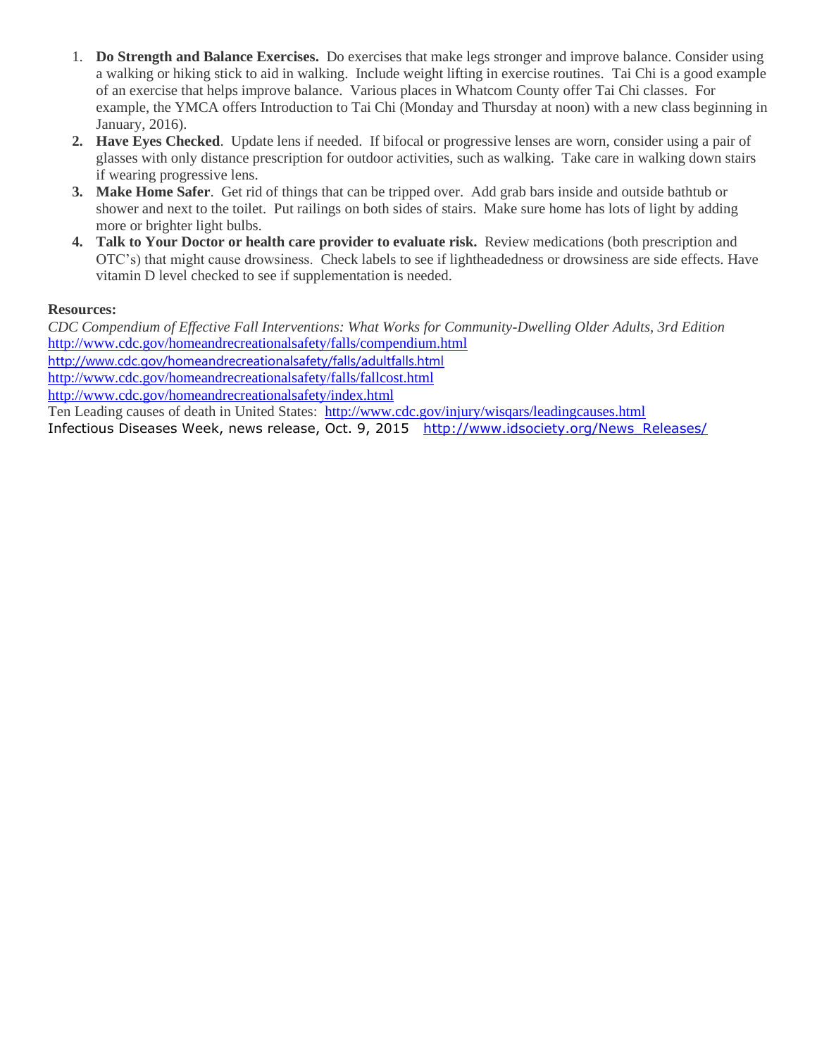1. **Do Strength and Balance Exercises.** Do exercises that make legs stronger and improve balance. Consider using a walking or hiking stick to aid in walking. Include weight lifting in exercise routines. Tai Chi is a good example of an exercise that helps improve balance. Various places in Whatcom County offer Tai Chi classes. For example, the YMCA offers Introduction to Tai Chi (Monday and Thursday at noon) with a new class beginning in January, 2016).
2. **Have Eyes Checked**. Update lens if needed. If bifocal or progressive lenses are worn, consider using a pair of glasses with only distance prescription for outdoor activities, such as walking. Take care in walking down stairs if wearing progressive lens.
3. **Make Home Safer**. Get rid of things that can be tripped over. Add grab bars inside and outside bathtub or shower and next to the toilet. Put railings on both sides of stairs. Make sure home has lots of light by adding more or brighter light bulbs.
4. **Talk to Your Doctor or health care provider to evaluate risk.** Review medications (both prescription and OTC's) that might cause drowsiness. Check labels to see if lightheadedness or drowsiness are side effects. Have vitamin D level checked to see if supplementation is needed.

**Resources:**

*CDC Compendium of Effective Fall Interventions: What Works for Community-Dwelling Older Adults, 3rd Edition*
http://www.cdc.gov/homeandrecreationalsafety/falls/compendium.html
http://www.cdc.gov/homeandrecreationalsafety/falls/adultfalls.html
http://www.cdc.gov/homeandrecreationalsafety/falls/fallcost.html
http://www.cdc.gov/homeandrecreationalsafety/index.html
Ten Leading causes of death in United States: http://www.cdc.gov/injury/wisqars/leadingcauses.html
Infectious Diseases Week, news release, Oct. 9, 2015 http://www.idsociety.org/News_Releases/